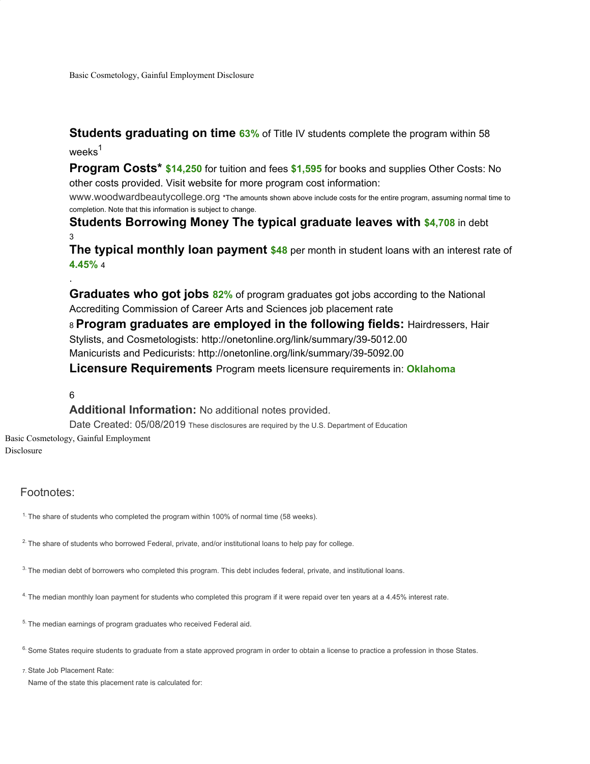# Basic Cosmetology, Gainful Employment Disclosure

**Students graduating on time** **63%** of Title IV students complete the program within 58 weeks[1]

**Program Costs*** **$14,250** for tuition and fees **$1,595** for books and supplies Other Costs: No other costs provided. Visit website for more program cost information: www.woodwardbeautycollege.org *The amounts shown above include costs for the entire program, assuming normal time to completion. Note that this information is subject to change.

**Students Borrowing Money The typical graduate leaves with** **$4,708** in debt [3]

**The typical monthly loan payment** **$48** per month in student loans with an interest rate of **4.45%** [4]

.

**Graduates who got jobs** **82%** of program graduates got jobs according to the National Accrediting Commission of Career Arts and Sciences job placement rate [8]

**Program graduates are employed in the following fields:** Hairdressers, Hair Stylists, and Cosmetologists: http://onetonline.org/link/summary/39-5012.00
Manicurists and Pedicurists: http://onetonline.org/link/summary/39-5092.00

**Licensure Requirements** Program meets licensure requirements in: **Oklahoma** [6]

**Additional Information:** No additional notes provided.

Date Created: 05/08/2019 These disclosures are required by the U.S. Department of Education

Basic Cosmetology, Gainful Employment Disclosure

## Footnotes:

1. The share of students who completed the program within 100% of normal time (58 weeks).

2. The share of students who borrowed Federal, private, and/or institutional loans to help pay for college.

3. The median debt of borrowers who completed this program. This debt includes federal, private, and institutional loans.

4. The median monthly loan payment for students who completed this program if it were repaid over ten years at a 4.45% interest rate.

5. The median earnings of program graduates who received Federal aid.

6. Some States require students to graduate from a state approved program in order to obtain a license to practice a profession in those States.

7. State Job Placement Rate:
   Name of the state this placement rate is calculated for: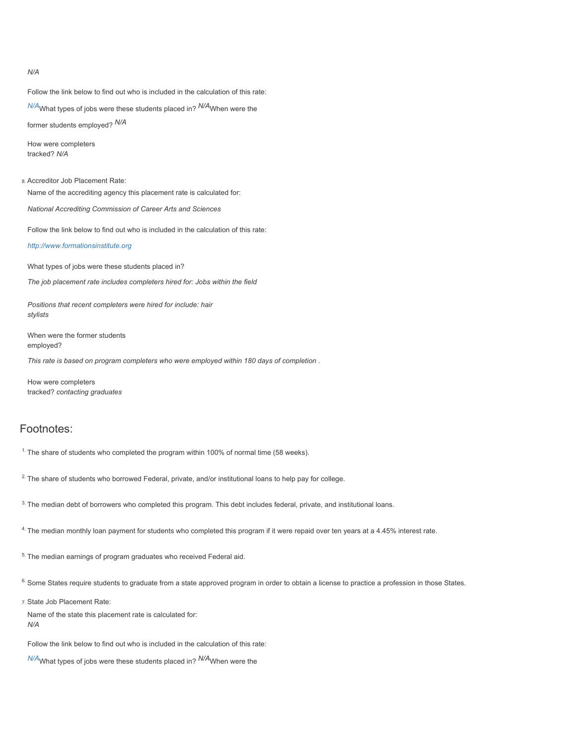*N/A*

Follow the link below to find out who is included in the calculation of this rate:

*N/A*What types of jobs were these students placed in? *N/A*When were the former students employed? *N/A*

How were completers tracked? *N/A*

8. Accreditor Job Placement Rate:

   Name of the accrediting agency this placement rate is calculated for:

   *National Accrediting Commission of Career Arts and Sciences*

   Follow the link below to find out who is included in the calculation of this rate:

   *http://www.formationsinstitute.org*

   What types of jobs were these students placed in?

   *The job placement rate includes completers hired for: Jobs within the field*

   *Positions that recent completers were hired for include: hair stylists*

   When were the former students employed?

   *This rate is based on program completers who were employed within 180 days of completion .*

   How were completers tracked? *contacting graduates*

## Footnotes:

[1.] The share of students who completed the program within 100% of normal time (58 weeks).

[2.] The share of students who borrowed Federal, private, and/or institutional loans to help pay for college.

[3.] The median debt of borrowers who completed this program. This debt includes federal, private, and institutional loans.

[4.] The median monthly loan payment for students who completed this program if it were repaid over ten years at a 4.45% interest rate.

[5.] The median earnings of program graduates who received Federal aid.

[6.] Some States require students to graduate from a state approved program in order to obtain a license to practice a profession in those States.

7. State Job Placement Rate:

   Name of the state this placement rate is calculated for:
   *N/A*

   Follow the link below to find out who is included in the calculation of this rate:

   *N/A*What types of jobs were these students placed in? *N/A*When were the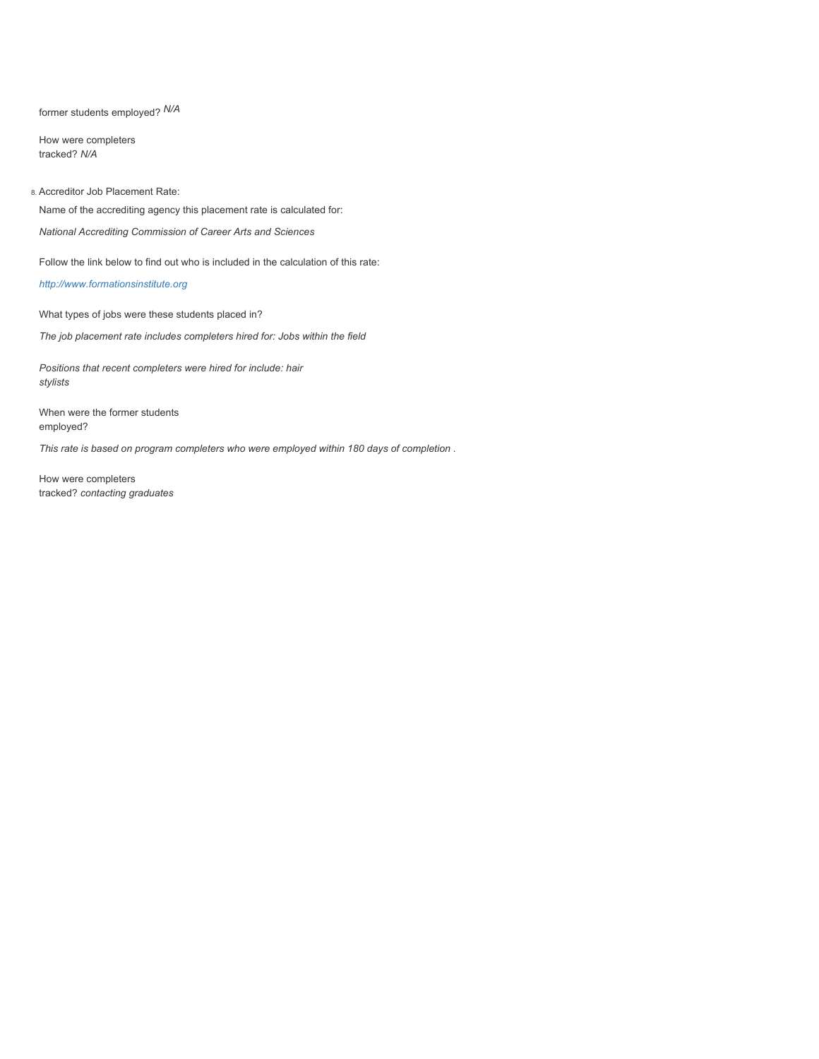former students employed? *N/A*

How were completers
tracked? *N/A*

8. Accreditor Job Placement Rate:

Name of the accrediting agency this placement rate is calculated for:

*National Accrediting Commission of Career Arts and Sciences*

Follow the link below to find out who is included in the calculation of this rate:

*http://www.formationsinstitute.org*

What types of jobs were these students placed in?

*The job placement rate includes completers hired for: Jobs within the field*

*Positions that recent completers were hired for include: hair stylists*

When were the former students
employed?

*This rate is based on program completers who were employed within 180 days of completion .*

How were completers
tracked? *contacting graduates*